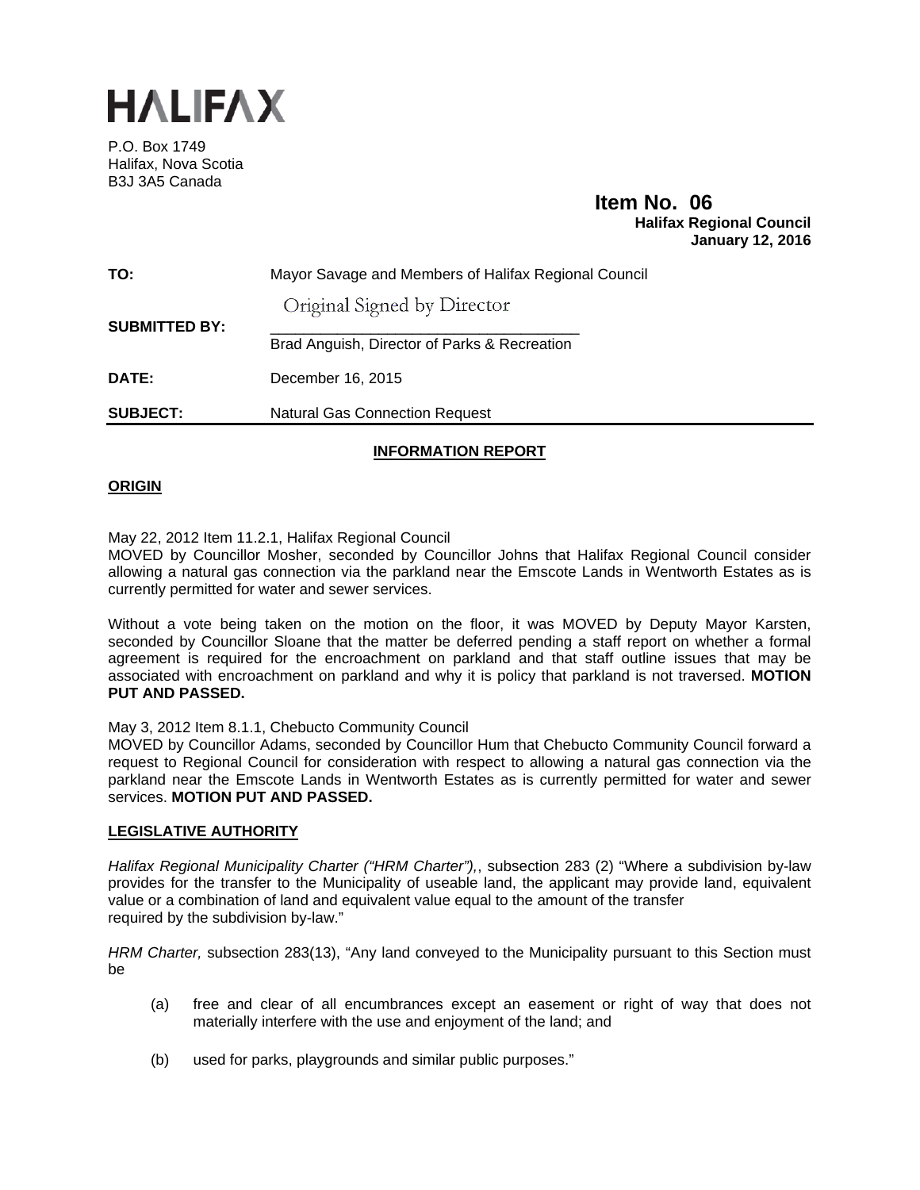# HALIFAX

P.O. Box 1749
Halifax, Nova Scotia
B3J 3A5 Canada

**Item No. 06**
**Halifax Regional Council**
**January 12, 2016**

**TO:** Mayor Savage and Members of Halifax Regional Council

**SUBMITTED BY:** Original Signed by Director
Brad Anguish, Director of Parks & Recreation

**DATE:** December 16, 2015

**SUBJECT:** Natural Gas Connection Request

## INFORMATION REPORT

### ORIGIN

May 22, 2012 Item 11.2.1, Halifax Regional Council
MOVED by Councillor Mosher, seconded by Councillor Johns that Halifax Regional Council consider allowing a natural gas connection via the parkland near the Emscote Lands in Wentworth Estates as is currently permitted for water and sewer services.

Without a vote being taken on the motion on the floor, it was MOVED by Deputy Mayor Karsten, seconded by Councillor Sloane that the matter be deferred pending a staff report on whether a formal agreement is required for the encroachment on parkland and that staff outline issues that may be associated with encroachment on parkland and why it is policy that parkland is not traversed. **MOTION PUT AND PASSED.**

May 3, 2012 Item 8.1.1, Chebucto Community Council
MOVED by Councillor Adams, seconded by Councillor Hum that Chebucto Community Council forward a request to Regional Council for consideration with respect to allowing a natural gas connection via the parkland near the Emscote Lands in Wentworth Estates as is currently permitted for water and sewer services. **MOTION PUT AND PASSED.**

### LEGISLATIVE AUTHORITY

*Halifax Regional Municipality Charter ("HRM Charter"),*, subsection 283 (2) "Where a subdivision by-law provides for the transfer to the Municipality of useable land, the applicant may provide land, equivalent value or a combination of land and equivalent value equal to the amount of the transfer required by the subdivision by-law."

*HRM Charter,* subsection 283(13), "Any land conveyed to the Municipality pursuant to this Section must be

(a) free and clear of all encumbrances except an easement or right of way that does not materially interfere with the use and enjoyment of the land; and

(b) used for parks, playgrounds and similar public purposes."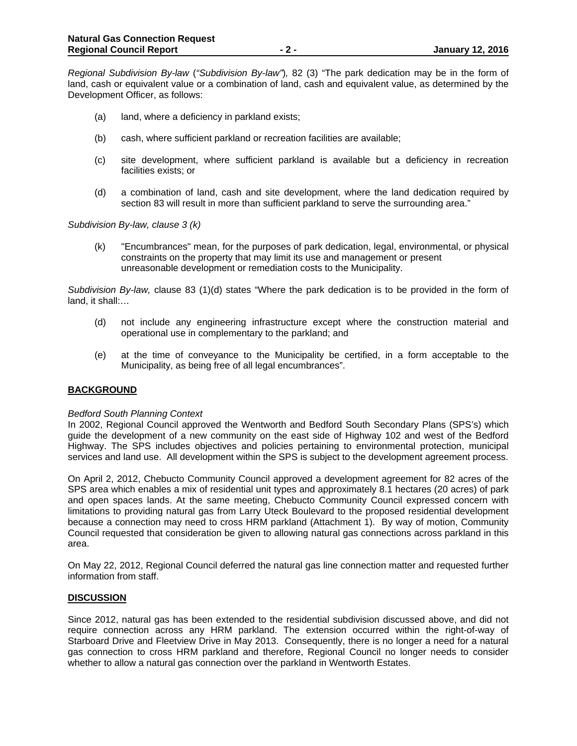*Regional Subdivision By-law* (*"Subdivision By-law"*), 82 (3) "The park dedication may be in the form of land, cash or equivalent value or a combination of land, cash and equivalent value, as determined by the Development Officer, as follows:

(a) land, where a deficiency in parkland exists;

(b) cash, where sufficient parkland or recreation facilities are available;

(c) site development, where sufficient parkland is available but a deficiency in recreation facilities exists; or

(d) a combination of land, cash and site development, where the land dedication required by section 83 will result in more than sufficient parkland to serve the surrounding area."

*Subdivision By-law, clause 3 (k)*

(k) "Encumbrances" mean, for the purposes of park dedication, legal, environmental, or physical constraints on the property that may limit its use and management or present unreasonable development or remediation costs to the Municipality.

*Subdivision By-law,* clause 83 (1)(d) states "Where the park dedication is to be provided in the form of land, it shall:…

(d) not include any engineering infrastructure except where the construction material and operational use in complementary to the parkland; and

(e) at the time of conveyance to the Municipality be certified, in a form acceptable to the Municipality, as being free of all legal encumbrances".

## BACKGROUND

*Bedford South Planning Context*

In 2002, Regional Council approved the Wentworth and Bedford South Secondary Plans (SPS's) which guide the development of a new community on the east side of Highway 102 and west of the Bedford Highway. The SPS includes objectives and policies pertaining to environmental protection, municipal services and land use. All development within the SPS is subject to the development agreement process.

On April 2, 2012, Chebucto Community Council approved a development agreement for 82 acres of the SPS area which enables a mix of residential unit types and approximately 8.1 hectares (20 acres) of park and open spaces lands. At the same meeting, Chebucto Community Council expressed concern with limitations to providing natural gas from Larry Uteck Boulevard to the proposed residential development because a connection may need to cross HRM parkland (Attachment 1). By way of motion, Community Council requested that consideration be given to allowing natural gas connections across parkland in this area.

On May 22, 2012, Regional Council deferred the natural gas line connection matter and requested further information from staff.

## DISCUSSION

Since 2012, natural gas has been extended to the residential subdivision discussed above, and did not require connection across any HRM parkland. The extension occurred within the right-of-way of Starboard Drive and Fleetview Drive in May 2013. Consequently, there is no longer a need for a natural gas connection to cross HRM parkland and therefore, Regional Council no longer needs to consider whether to allow a natural gas connection over the parkland in Wentworth Estates.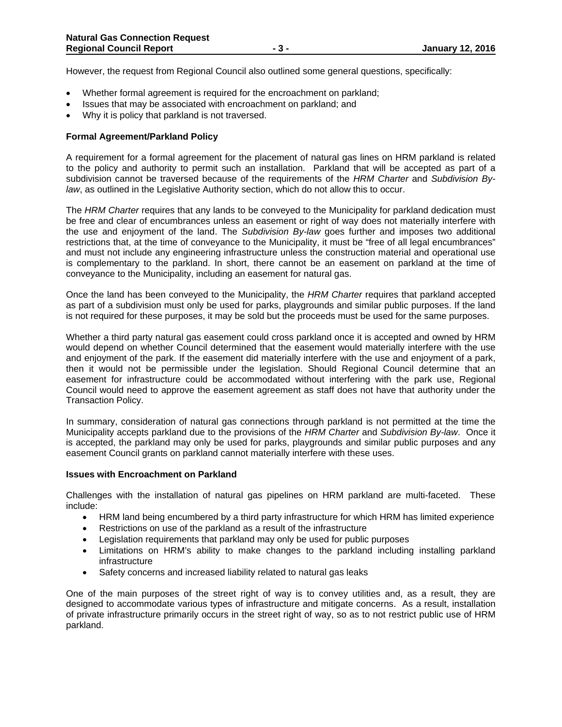However, the request from Regional Council also outlined some general questions, specifically:

- Whether formal agreement is required for the encroachment on parkland;
- Issues that may be associated with encroachment on parkland; and
- Why it is policy that parkland is not traversed.

**Formal Agreement/Parkland Policy**

A requirement for a formal agreement for the placement of natural gas lines on HRM parkland is related to the policy and authority to permit such an installation. Parkland that will be accepted as part of a subdivision cannot be traversed because of the requirements of the *HRM Charter* and *Subdivision By-law*, as outlined in the Legislative Authority section, which do not allow this to occur.

The *HRM Charter* requires that any lands to be conveyed to the Municipality for parkland dedication must be free and clear of encumbrances unless an easement or right of way does not materially interfere with the use and enjoyment of the land. The *Subdivision By-law* goes further and imposes two additional restrictions that, at the time of conveyance to the Municipality, it must be "free of all legal encumbrances" and must not include any engineering infrastructure unless the construction material and operational use is complementary to the parkland. In short, there cannot be an easement on parkland at the time of conveyance to the Municipality, including an easement for natural gas.

Once the land has been conveyed to the Municipality, the *HRM Charter* requires that parkland accepted as part of a subdivision must only be used for parks, playgrounds and similar public purposes. If the land is not required for these purposes, it may be sold but the proceeds must be used for the same purposes.

Whether a third party natural gas easement could cross parkland once it is accepted and owned by HRM would depend on whether Council determined that the easement would materially interfere with the use and enjoyment of the park. If the easement did materially interfere with the use and enjoyment of a park, then it would not be permissible under the legislation. Should Regional Council determine that an easement for infrastructure could be accommodated without interfering with the park use, Regional Council would need to approve the easement agreement as staff does not have that authority under the Transaction Policy.

In summary, consideration of natural gas connections through parkland is not permitted at the time the Municipality accepts parkland due to the provisions of the *HRM Charter* and *Subdivision By-law*. Once it is accepted, the parkland may only be used for parks, playgrounds and similar public purposes and any easement Council grants on parkland cannot materially interfere with these uses.

**Issues with Encroachment on Parkland**

Challenges with the installation of natural gas pipelines on HRM parkland are multi-faceted. These include:

- HRM land being encumbered by a third party infrastructure for which HRM has limited experience
- Restrictions on use of the parkland as a result of the infrastructure
- Legislation requirements that parkland may only be used for public purposes
- Limitations on HRM's ability to make changes to the parkland including installing parkland infrastructure
- Safety concerns and increased liability related to natural gas leaks

One of the main purposes of the street right of way is to convey utilities and, as a result, they are designed to accommodate various types of infrastructure and mitigate concerns. As a result, installation of private infrastructure primarily occurs in the street right of way, so as to not restrict public use of HRM parkland.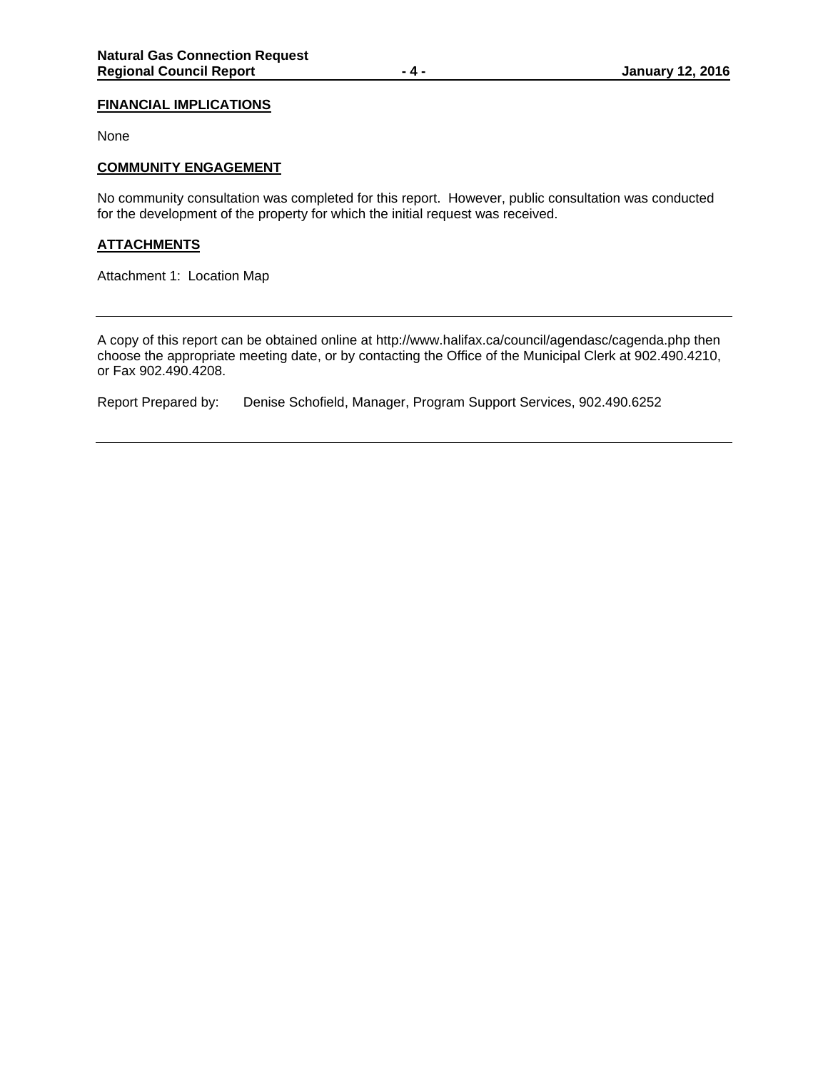## FINANCIAL IMPLICATIONS

None

## COMMUNITY ENGAGEMENT

No community consultation was completed for this report. However, public consultation was conducted for the development of the property for which the initial request was received.

## ATTACHMENTS

Attachment 1: Location Map

---

A copy of this report can be obtained online at http://www.halifax.ca/council/agendasc/cagenda.php then choose the appropriate meeting date, or by contacting the Office of the Municipal Clerk at 902.490.4210, or Fax 902.490.4208.

Report Prepared by: Denise Schofield, Manager, Program Support Services, 902.490.6252

---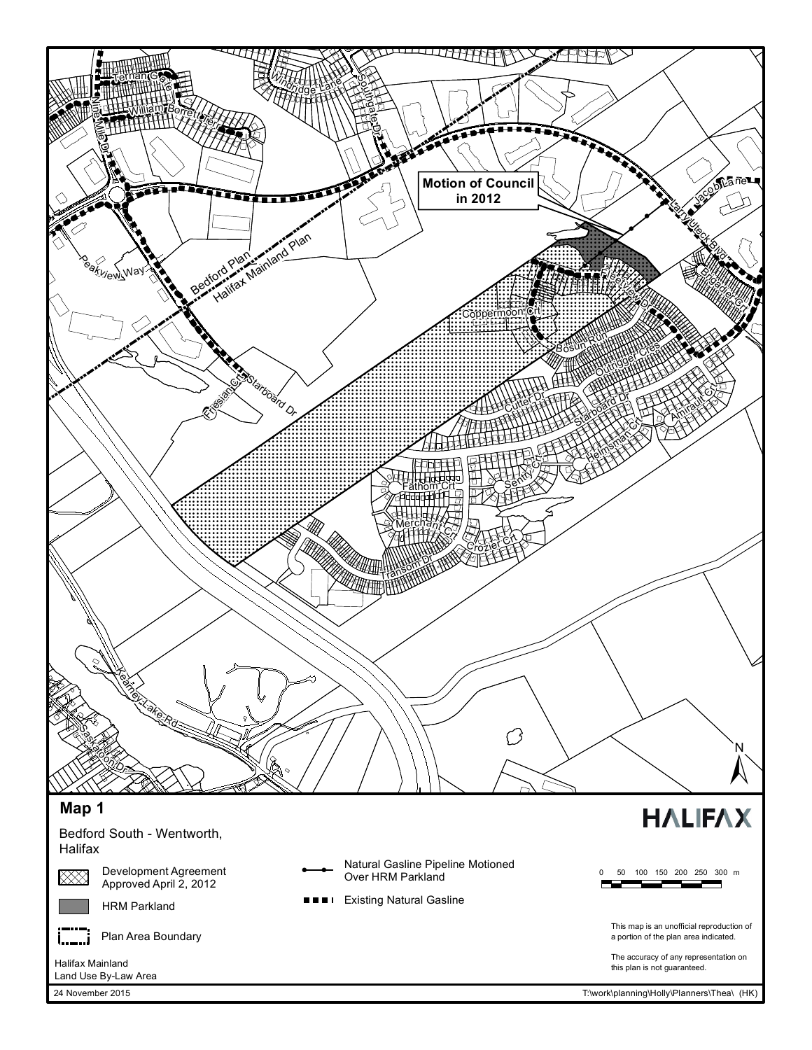Motion of Council in 2012

Terrian Gate
William Borrett Terr
Nine Mile Dr
Windridge Lane
Southgate Dr
Jacob Lane
Larry Uteck Blvd
Brigadier Crt
Peakview Way
Bedford Plan
Halifax Mainland Plan
Coppermoon Crt
Bosun Run
Outrigger Cres
Friesian Crt
Starboard Dr
Cutter Dr
Amirault Crt
Helmsman Crt
Fathom Crt
Sentry Crt
Merchant Crt
Crozier Crt
Transom Dr
Kearney Lake Rd
Saskatoon Dr

N

# Map 1

Bedford South - Wentworth, Halifax

HALIFAX

Development Agreement Approved April 2, 2012

HRM Parkland

Plan Area Boundary

Natural Gasline Pipeline Motioned Over HRM Parkland

Existing Natural Gasline

0 50 100 150 200 250 300 m

This map is an unofficial reproduction of a portion of the plan area indicated.

The accuracy of any representation on this plan is not guaranteed.

Halifax Mainland Land Use By-Law Area

24 November 2015

T:\work\planning\Holly\Planners\Thea\ (HK)